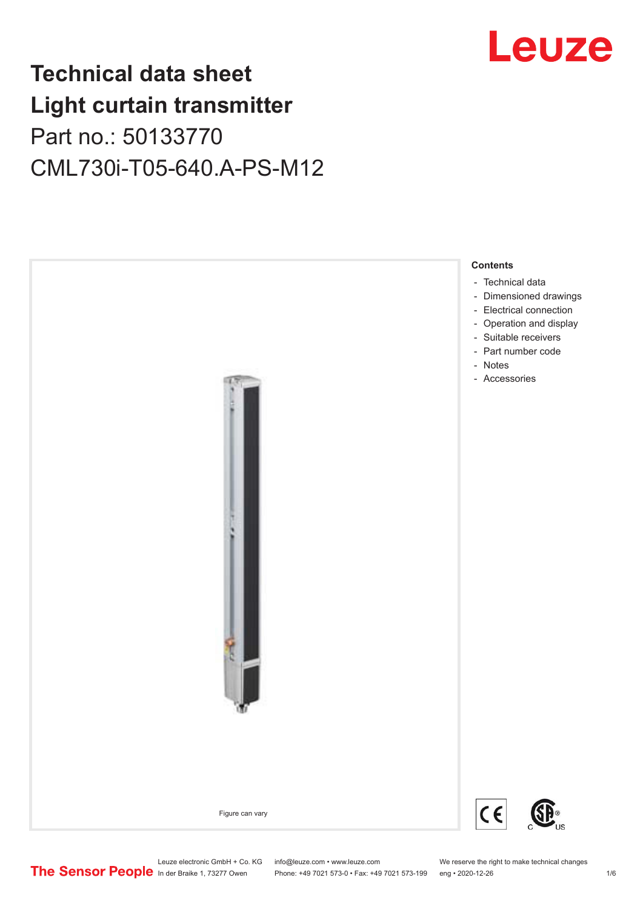# Technical data sheet
# Light curtain transmitter

Part no.: 50133770

CML730i-T05-640.A-PS-M12

Figure can vary

**Contents**

- Technical data
- Dimensioned drawings
- Electrical connection
- Operation and display
- Suitable receivers
- Part number code
- Notes
- Accessories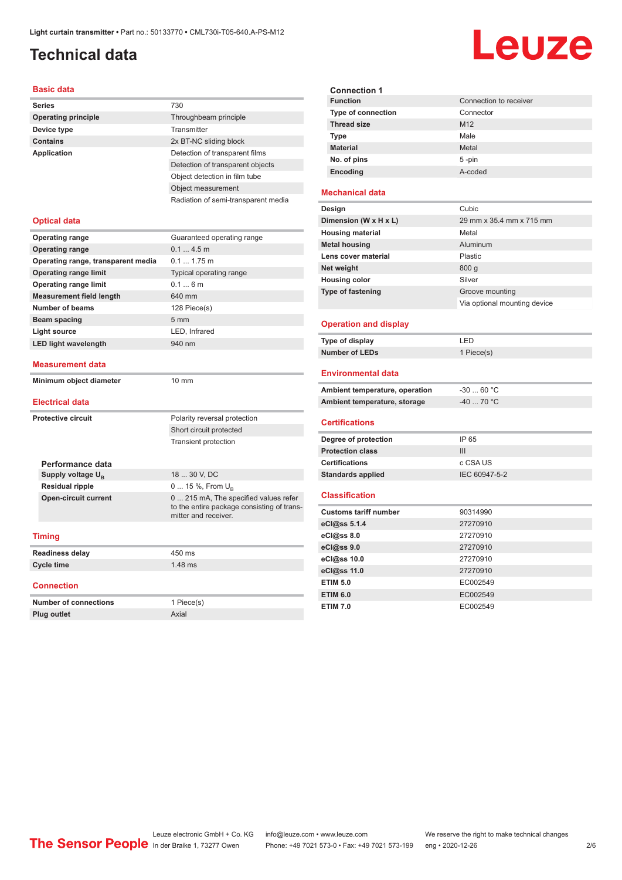# Technical data

## Basic data

| | |
|---|---|
| Series | 730 |
| Operating principle | Throughbeam principle |
| Device type | Transmitter |
| Contains | 2x BT-NC sliding block |
| Application | Detection of transparent films |
| | Detection of transparent objects |
| | Object detection in film tube |
| | Object measurement |
| | Radiation of semi-transparent media |

## Optical data

| | |
|---|---|
| Operating range | Guaranteed operating range |
| Operating range | 0.1 ... 4.5 m |
| Operating range, transparent media | 0.1 ... 1.75 m |
| Operating range limit | Typical operating range |
| Operating range limit | 0.1 ... 6 m |
| Measurement field length | 640 mm |
| Number of beams | 128 Piece(s) |
| Beam spacing | 5 mm |
| Light source | LED, Infrared |
| LED light wavelength | 940 nm |

## Measurement data

| | |
|---|---|
| Minimum object diameter | 10 mm |

## Electrical data

| | |
|---|---|
| Protective circuit | Polarity reversal protection |
| | Short circuit protected |
| | Transient protection |

### Performance data

| | |
|---|---|
| Supply voltage $U_B$ | 18 ... 30 V, DC |
| Residual ripple | 0 ... 15 %, From $U_B$ |
| Open-circuit current | 0 ... 215 mA, The specified values refer to the entire package consisting of transmitter and receiver. |

## Timing

| | |
|---|---|
| Readiness delay | 450 ms |
| Cycle time | 1.48 ms |

## Connection

| | |
|---|---|
| Number of connections | 1 Piece(s) |
| Plug outlet | Axial |

### Connection 1

| | |
|---|---|
| Function | Connection to receiver |
| Type of connection | Connector |
| Thread size | M12 |
| Type | Male |
| Material | Metal |
| No. of pins | 5 -pin |
| Encoding | A-coded |

## Mechanical data

| | |
|---|---|
| Design | Cubic |
| Dimension (W x H x L) | 29 mm x 35.4 mm x 715 mm |
| Housing material | Metal |
| Metal housing | Aluminum |
| Lens cover material | Plastic |
| Net weight | 800 g |
| Housing color | Silver |
| Type of fastening | Groove mounting |
| | Via optional mounting device |

## Operation and display

| | |
|---|---|
| Type of display | LED |
| Number of LEDs | 1 Piece(s) |

## Environmental data

| | |
|---|---|
| Ambient temperature, operation | -30 ... 60 °C |
| Ambient temperature, storage | -40 ... 70 °C |

## Certifications

| | |
|---|---|
| Degree of protection | IP 65 |
| Protection class | III |
| Certifications | c CSA US |
| Standards applied | IEC 60947-5-2 |

## Classification

| | |
|---|---|
| Customs tariff number | 90314990 |
| eCl@ss 5.1.4 | 27270910 |
| eCl@ss 8.0 | 27270910 |
| eCl@ss 9.0 | 27270910 |
| eCl@ss 10.0 | 27270910 |
| eCl@ss 11.0 | 27270910 |
| ETIM 5.0 | EC002549 |
| ETIM 6.0 | EC002549 |
| ETIM 7.0 | EC002549 |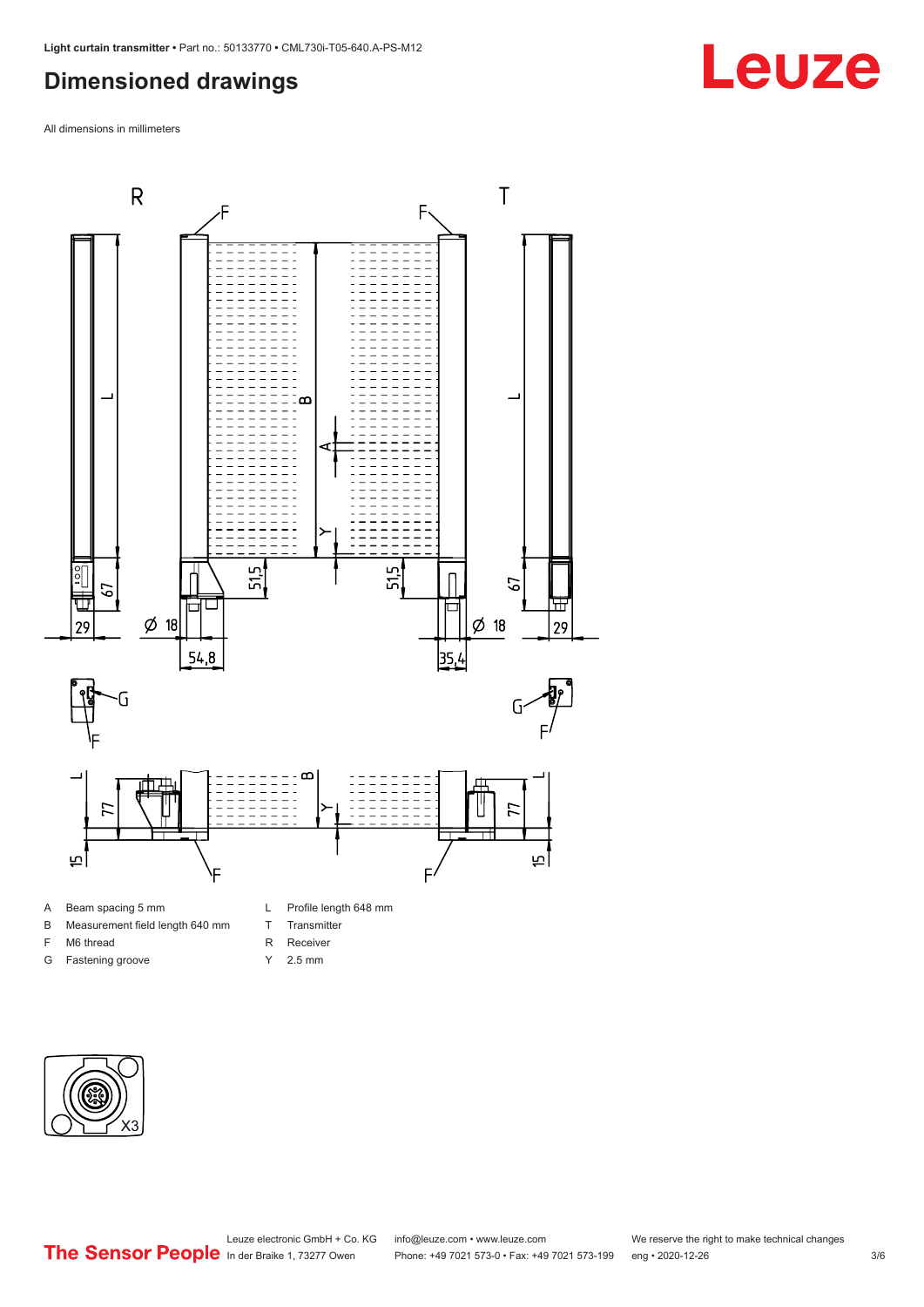# Dimensioned drawings

All dimensions in millimeters

| | | | |
|---|---|---|---|
| A | Beam spacing 5 mm | L | Profile length 648 mm |
| B | Measurement field length 640 mm | T | Transmitter |
| F | M6 thread | R | Receiver |
| G | Fastening groove | Y | 2.5 mm |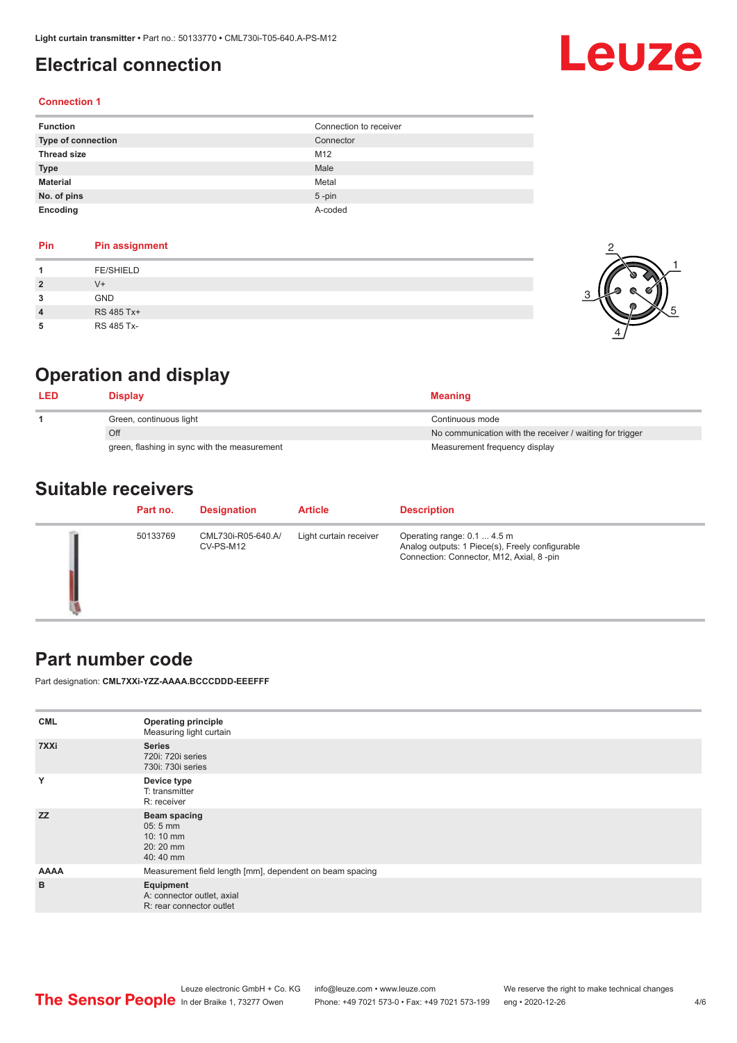# Electrical connection

## Connection 1

| | |
|---|---|
| **Function** | Connection to receiver |
| **Type of connection** | Connector |
| **Thread size** | M12 |
| **Type** | Male |
| **Material** | Metal |
| **No. of pins** | 5 -pin |
| **Encoding** | A-coded |

| Pin | Pin assignment |
|---|---|
| **1** | FE/SHIELD |
| **2** | V+ |
| **3** | GND |
| **4** | RS 485 Tx+ |
| **5** | RS 485 Tx- |

# Operation and display

| LED | Display | Meaning |
|---|---|---|
| **1** | Green, continuous light | Continuous mode |
| | Off | No communication with the receiver / waiting for trigger |
| | green, flashing in sync with the measurement | Measurement frequency display |

# Suitable receivers

| Part no. | Designation | Article | Description |
|---|---|---|---|
| 50133769 | CML730i-R05-640.A/CV-PS-M12 | Light curtain receiver | Operating range: 0.1 ... 4.5 m<br>Analog outputs: 1 Piece(s), Freely configurable<br>Connection: Connector, M12, Axial, 8 -pin |

# Part number code

Part designation: **CML7XXi-YZZ-AAAA.BCCCDDD-EEEFFF**

| | |
|---|---|
| **CML** | **Operating principle**<br>Measuring light curtain |
| **7XXi** | **Series**<br>720i: 720i series<br>730i: 730i series |
| **Y** | **Device type**<br>T: transmitter<br>R: receiver |
| **ZZ** | **Beam spacing**<br>05: 5 mm<br>10: 10 mm<br>20: 20 mm<br>40: 40 mm |
| **AAAA** | Measurement field length [mm], dependent on beam spacing |
| **B** | **Equipment**<br>A: connector outlet, axial<br>R: rear connector outlet |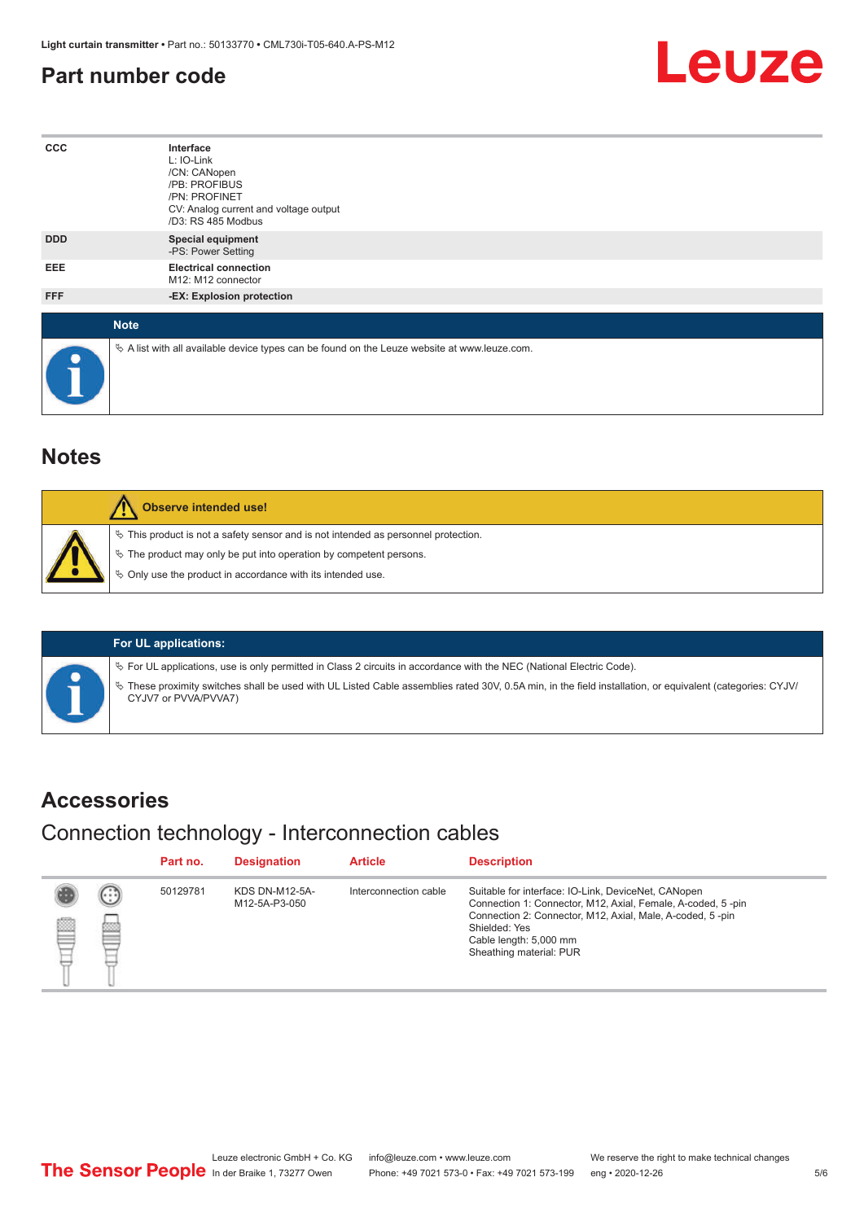## Part number code

| CCC | **Interface**<br>L: IO-Link<br>/CN: CANopen<br>/PB: PROFIBUS<br>/PN: PROFINET<br>CV: Analog current and voltage output<br>/D3: RS 485 Modbus |
|---|---|
| DDD | **Special equipment**<br>-PS: Power Setting |
| EEE | **Electrical connection**<br>M12: M12 connector |
| FFF | **-EX: Explosion protection** |

**Note**

- A list with all available device types can be found on the Leuze website at www.leuze.com.

## Notes

**Observe intended use!**

- This product is not a safety sensor and is not intended as personnel protection.
- The product may only be put into operation by competent persons.
- Only use the product in accordance with its intended use.

**For UL applications:**

- For UL applications, use is only permitted in Class 2 circuits in accordance with the NEC (National Electric Code).
- These proximity switches shall be used with UL Listed Cable assemblies rated 30V, 0.5A min, in the field installation, or equivalent (categories: CYJV/CYJV7 or PVVA/PVVA7)

## Accessories

### Connection technology - Interconnection cables

| Part no. | Designation | Article | Description |
|---|---|---|---|
| 50129781 | KDS DN-M12-5A-M12-5A-P3-050 | Interconnection cable | Suitable for interface: IO-Link, DeviceNet, CANopen<br>Connection 1: Connector, M12, Axial, Female, A-coded, 5 -pin<br>Connection 2: Connector, M12, Axial, Male, A-coded, 5 -pin<br>Shielded: Yes<br>Cable length: 5,000 mm<br>Sheathing material: PUR |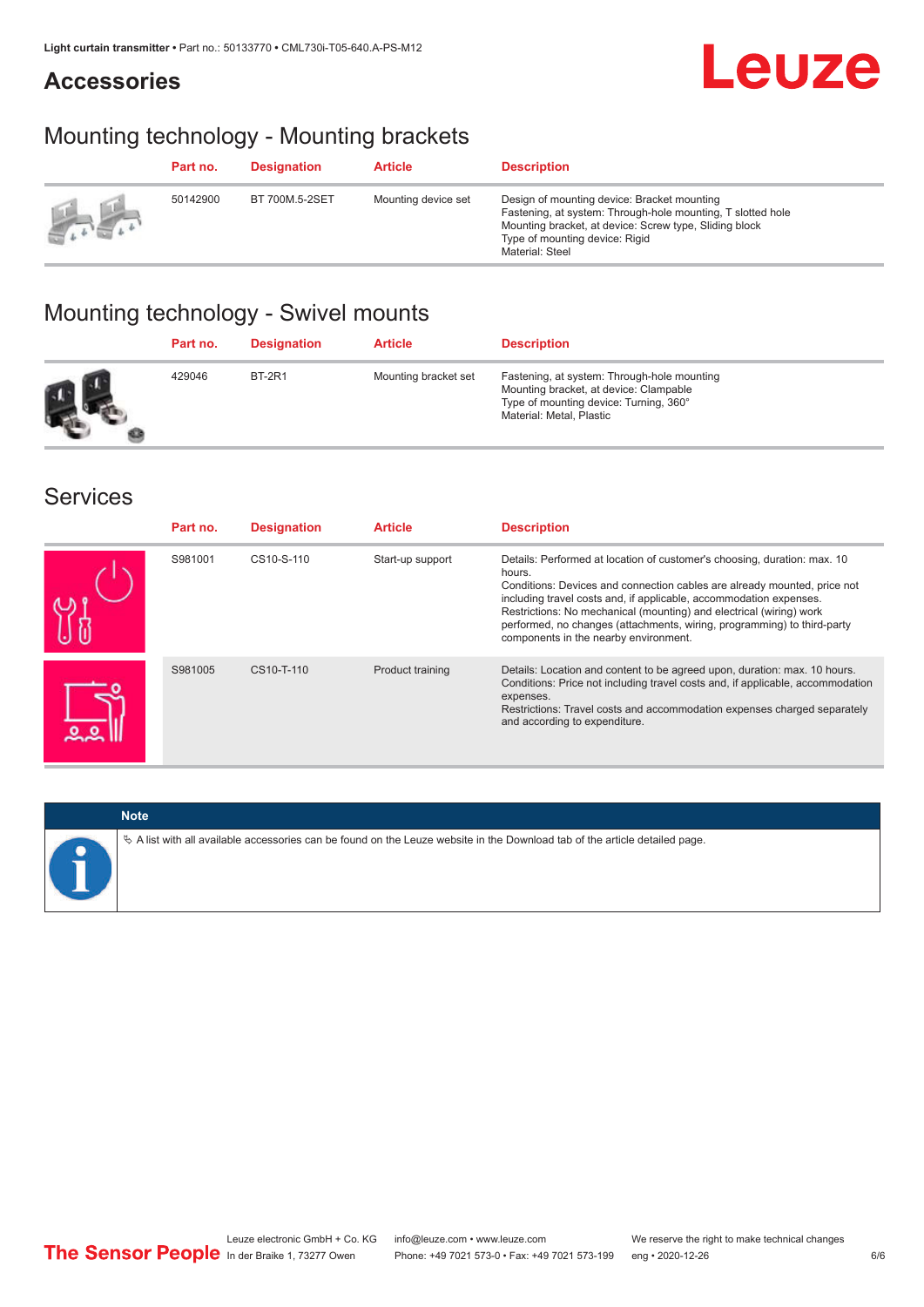## Accessories

### Mounting technology - Mounting brackets

| Part no. | Designation | Article | Description |
|---|---|---|---|
| 50142900 | BT 700M.5-2SET | Mounting device set | Design of mounting device: Bracket mounting<br>Fastening, at system: Through-hole mounting, T slotted hole<br>Mounting bracket, at device: Screw type, Sliding block<br>Type of mounting device: Rigid<br>Material: Steel |

### Mounting technology - Swivel mounts

| Part no. | Designation | Article | Description |
|---|---|---|---|
| 429046 | BT-2R1 | Mounting bracket set | Fastening, at system: Through-hole mounting<br>Mounting bracket, at device: Clampable<br>Type of mounting device: Turning, 360°<br>Material: Metal, Plastic |

### Services

| Part no. | Designation | Article | Description |
|---|---|---|---|
| S981001 | CS10-S-110 | Start-up support | Details: Performed at location of customer's choosing, duration: max. 10 hours.<br>Conditions: Devices and connection cables are already mounted, price not including travel costs and, if applicable, accommodation expenses.<br>Restrictions: No mechanical (mounting) and electrical (wiring) work performed, no changes (attachments, wiring, programming) to third-party components in the nearby environment. |
| S981005 | CS10-T-110 | Product training | Details: Location and content to be agreed upon, duration: max. 10 hours.<br>Conditions: Price not including travel costs and, if applicable, accommodation expenses.<br>Restrictions: Travel costs and accommodation expenses charged separately and according to expenditure. |

**Note**

↳ A list with all available accessories can be found on the Leuze website in the Download tab of the article detailed page.